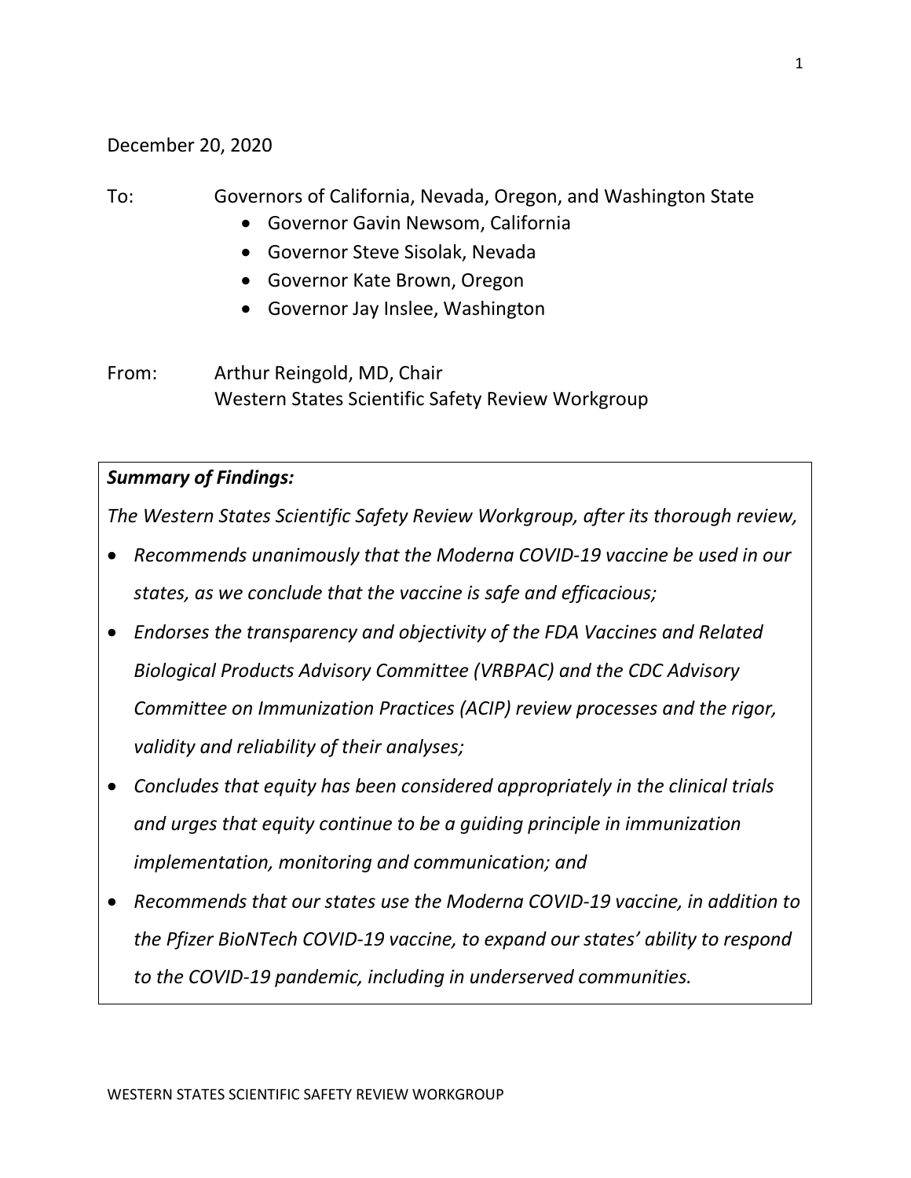December 20, 2020

To: Governors of California, Nevada, Oregon, and Washington State

- Governor Gavin Newsom, California
- Governor Steve Sisolak, Nevada
- Governor Kate Brown, Oregon
- Governor Jay Inslee, Washington

From: Arthur Reingold, MD, Chair
Western States Scientific Safety Review Workgroup

***Summary of Findings:***

*The Western States Scientific Safety Review Workgroup, after its thorough review,*

- *Recommends unanimously that the Moderna COVID-19 vaccine be used in our states, as we conclude that the vaccine is safe and efficacious;*
- *Endorses the transparency and objectivity of the FDA Vaccines and Related Biological Products Advisory Committee (VRBPAC) and the CDC Advisory Committee on Immunization Practices (ACIP) review processes and the rigor, validity and reliability of their analyses;*
- *Concludes that equity has been considered appropriately in the clinical trials and urges that equity continue to be a guiding principle in immunization implementation, monitoring and communication; and*
- *Recommends that our states use the Moderna COVID-19 vaccine, in addition to the Pfizer BioNTech COVID-19 vaccine, to expand our states' ability to respond to the COVID-19 pandemic, including in underserved communities.*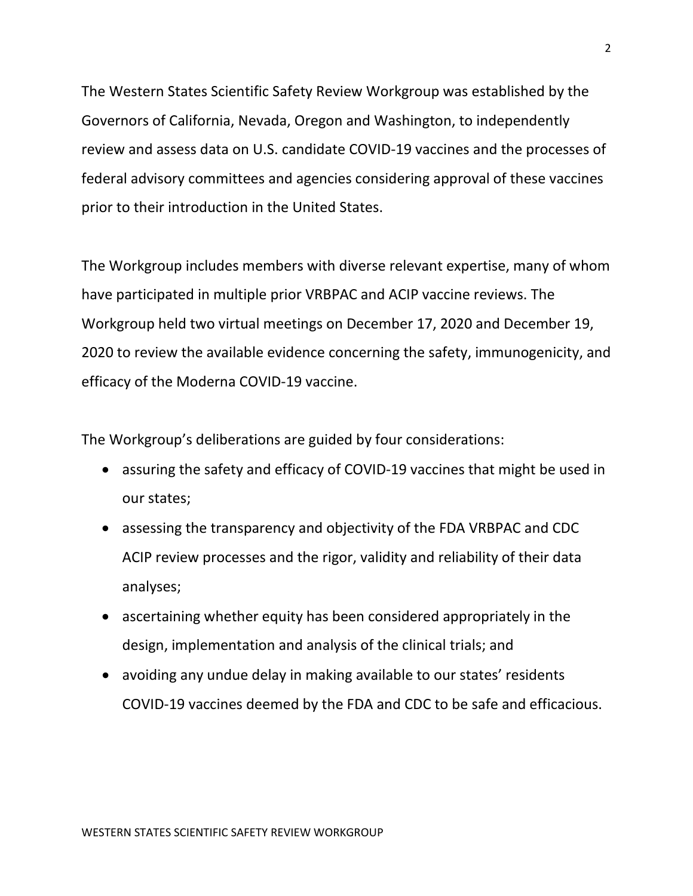The Western States Scientific Safety Review Workgroup was established by the Governors of California, Nevada, Oregon and Washington, to independently review and assess data on U.S. candidate COVID-19 vaccines and the processes of federal advisory committees and agencies considering approval of these vaccines prior to their introduction in the United States.

The Workgroup includes members with diverse relevant expertise, many of whom have participated in multiple prior VRBPAC and ACIP vaccine reviews. The Workgroup held two virtual meetings on December 17, 2020 and December 19, 2020 to review the available evidence concerning the safety, immunogenicity, and efficacy of the Moderna COVID-19 vaccine.

The Workgroup's deliberations are guided by four considerations:

- assuring the safety and efficacy of COVID-19 vaccines that might be used in our states;
- assessing the transparency and objectivity of the FDA VRBPAC and CDC ACIP review processes and the rigor, validity and reliability of their data analyses;
- ascertaining whether equity has been considered appropriately in the design, implementation and analysis of the clinical trials; and
- avoiding any undue delay in making available to our states' residents COVID-19 vaccines deemed by the FDA and CDC to be safe and efficacious.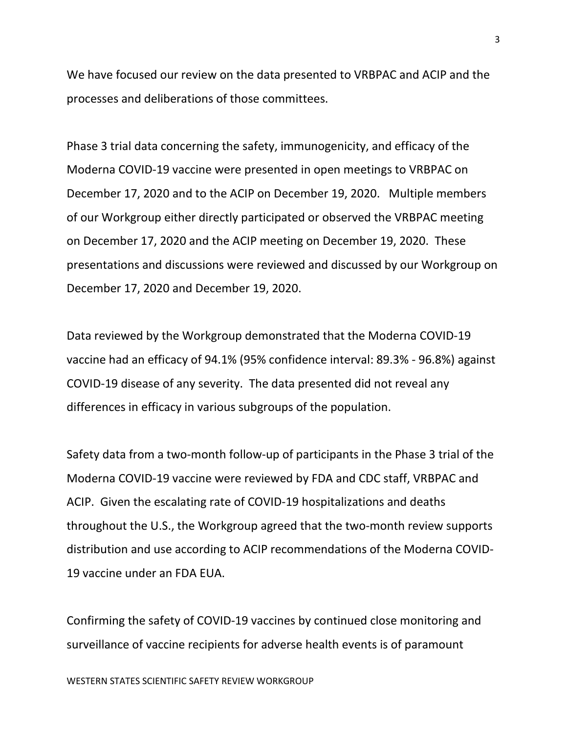We have focused our review on the data presented to VRBPAC and ACIP and the processes and deliberations of those committees.

Phase 3 trial data concerning the safety, immunogenicity, and efficacy of the Moderna COVID-19 vaccine were presented in open meetings to VRBPAC on December 17, 2020 and to the ACIP on December 19, 2020. Multiple members of our Workgroup either directly participated or observed the VRBPAC meeting on December 17, 2020 and the ACIP meeting on December 19, 2020. These presentations and discussions were reviewed and discussed by our Workgroup on December 17, 2020 and December 19, 2020.

Data reviewed by the Workgroup demonstrated that the Moderna COVID-19 vaccine had an efficacy of 94.1% (95% confidence interval: 89.3% - 96.8%) against COVID-19 disease of any severity. The data presented did not reveal any differences in efficacy in various subgroups of the population.

Safety data from a two-month follow-up of participants in the Phase 3 trial of the Moderna COVID-19 vaccine were reviewed by FDA and CDC staff, VRBPAC and ACIP. Given the escalating rate of COVID-19 hospitalizations and deaths throughout the U.S., the Workgroup agreed that the two-month review supports distribution and use according to ACIP recommendations of the Moderna COVID-19 vaccine under an FDA EUA.

Confirming the safety of COVID-19 vaccines by continued close monitoring and surveillance of vaccine recipients for adverse health events is of paramount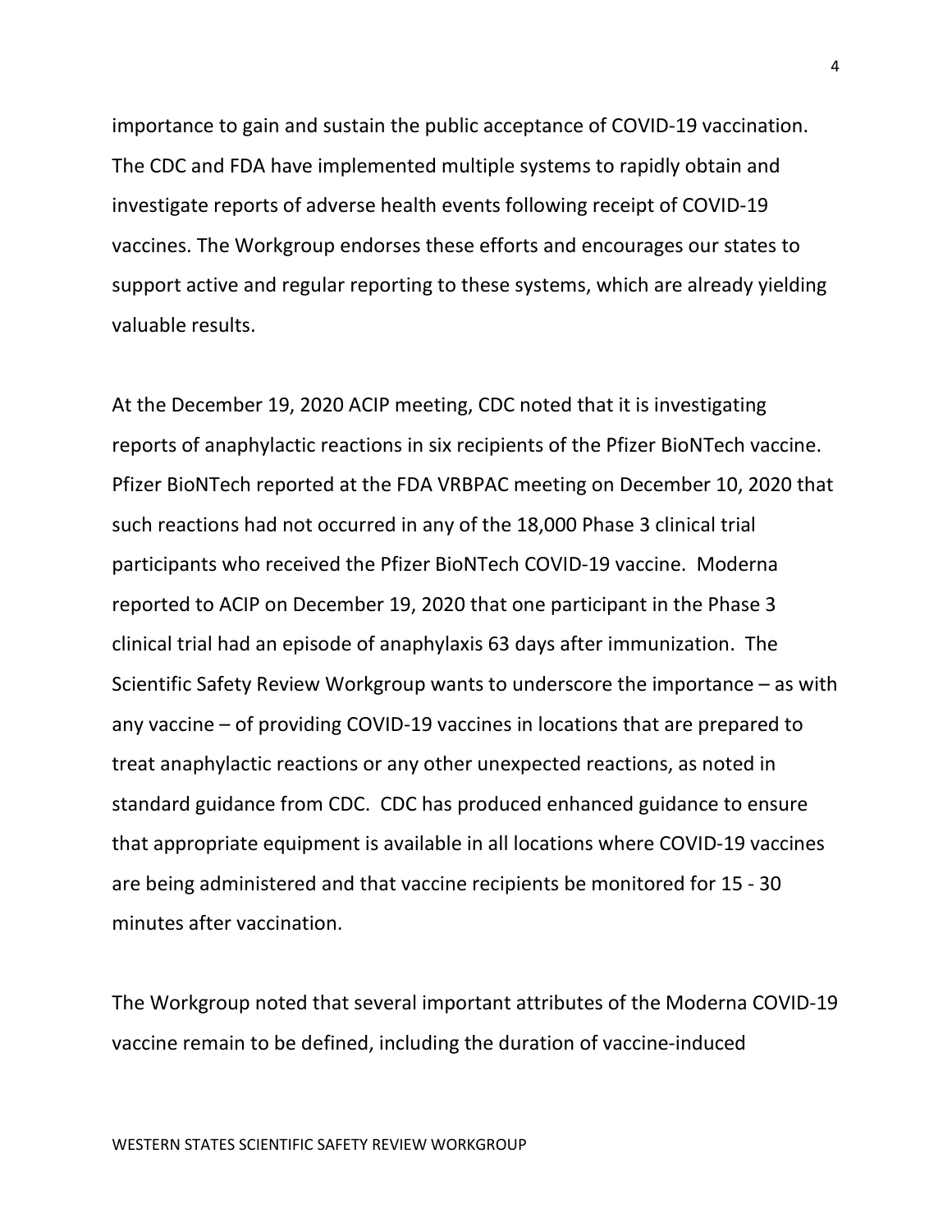importance to gain and sustain the public acceptance of COVID-19 vaccination. The CDC and FDA have implemented multiple systems to rapidly obtain and investigate reports of adverse health events following receipt of COVID-19 vaccines. The Workgroup endorses these efforts and encourages our states to support active and regular reporting to these systems, which are already yielding valuable results.

At the December 19, 2020 ACIP meeting, CDC noted that it is investigating reports of anaphylactic reactions in six recipients of the Pfizer BioNTech vaccine. Pfizer BioNTech reported at the FDA VRBPAC meeting on December 10, 2020 that such reactions had not occurred in any of the 18,000 Phase 3 clinical trial participants who received the Pfizer BioNTech COVID-19 vaccine. Moderna reported to ACIP on December 19, 2020 that one participant in the Phase 3 clinical trial had an episode of anaphylaxis 63 days after immunization. The Scientific Safety Review Workgroup wants to underscore the importance – as with any vaccine – of providing COVID-19 vaccines in locations that are prepared to treat anaphylactic reactions or any other unexpected reactions, as noted in standard guidance from CDC. CDC has produced enhanced guidance to ensure that appropriate equipment is available in all locations where COVID-19 vaccines are being administered and that vaccine recipients be monitored for 15 - 30 minutes after vaccination.

The Workgroup noted that several important attributes of the Moderna COVID-19 vaccine remain to be defined, including the duration of vaccine-induced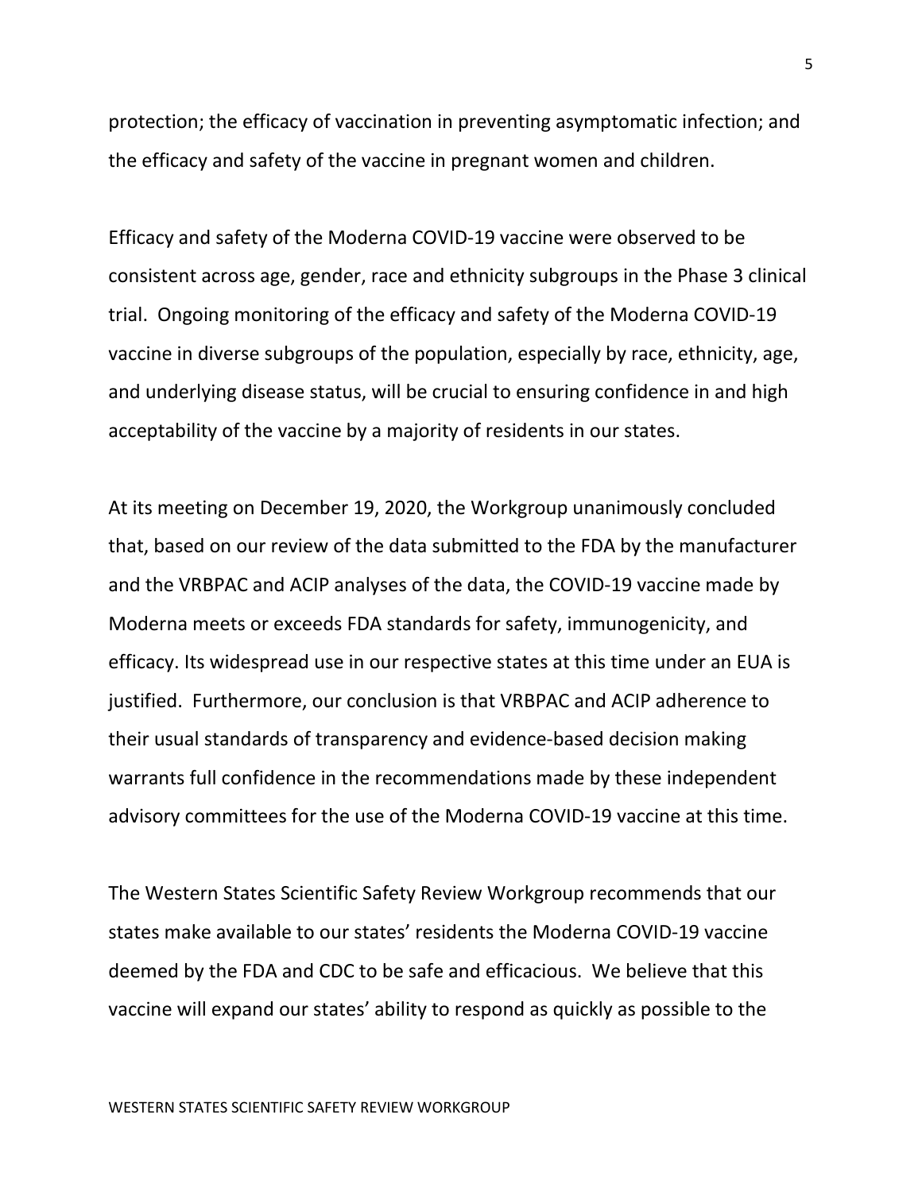protection; the efficacy of vaccination in preventing asymptomatic infection; and the efficacy and safety of the vaccine in pregnant women and children.

Efficacy and safety of the Moderna COVID-19 vaccine were observed to be consistent across age, gender, race and ethnicity subgroups in the Phase 3 clinical trial. Ongoing monitoring of the efficacy and safety of the Moderna COVID-19 vaccine in diverse subgroups of the population, especially by race, ethnicity, age, and underlying disease status, will be crucial to ensuring confidence in and high acceptability of the vaccine by a majority of residents in our states.

At its meeting on December 19, 2020, the Workgroup unanimously concluded that, based on our review of the data submitted to the FDA by the manufacturer and the VRBPAC and ACIP analyses of the data, the COVID-19 vaccine made by Moderna meets or exceeds FDA standards for safety, immunogenicity, and efficacy. Its widespread use in our respective states at this time under an EUA is justified. Furthermore, our conclusion is that VRBPAC and ACIP adherence to their usual standards of transparency and evidence-based decision making warrants full confidence in the recommendations made by these independent advisory committees for the use of the Moderna COVID-19 vaccine at this time.

The Western States Scientific Safety Review Workgroup recommends that our states make available to our states' residents the Moderna COVID-19 vaccine deemed by the FDA and CDC to be safe and efficacious. We believe that this vaccine will expand our states' ability to respond as quickly as possible to the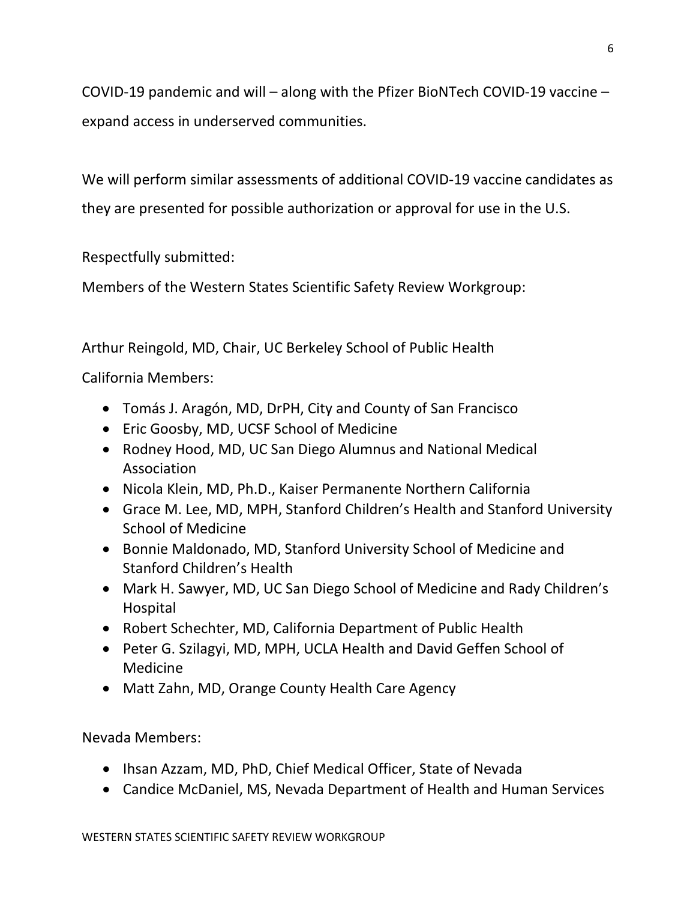COVID-19 pandemic and will – along with the Pfizer BioNTech COVID-19 vaccine – expand access in underserved communities.

We will perform similar assessments of additional COVID-19 vaccine candidates as they are presented for possible authorization or approval for use in the U.S.

Respectfully submitted:

Members of the Western States Scientific Safety Review Workgroup:

Arthur Reingold, MD, Chair, UC Berkeley School of Public Health

California Members:

- Tomás J. Aragón, MD, DrPH, City and County of San Francisco
- Eric Goosby, MD, UCSF School of Medicine
- Rodney Hood, MD, UC San Diego Alumnus and National Medical Association
- Nicola Klein, MD, Ph.D., Kaiser Permanente Northern California
- Grace M. Lee, MD, MPH, Stanford Children's Health and Stanford University School of Medicine
- Bonnie Maldonado, MD, Stanford University School of Medicine and Stanford Children's Health
- Mark H. Sawyer, MD, UC San Diego School of Medicine and Rady Children's Hospital
- Robert Schechter, MD, California Department of Public Health
- Peter G. Szilagyi, MD, MPH, UCLA Health and David Geffen School of Medicine
- Matt Zahn, MD, Orange County Health Care Agency

Nevada Members:

- Ihsan Azzam, MD, PhD, Chief Medical Officer, State of Nevada
- Candice McDaniel, MS, Nevada Department of Health and Human Services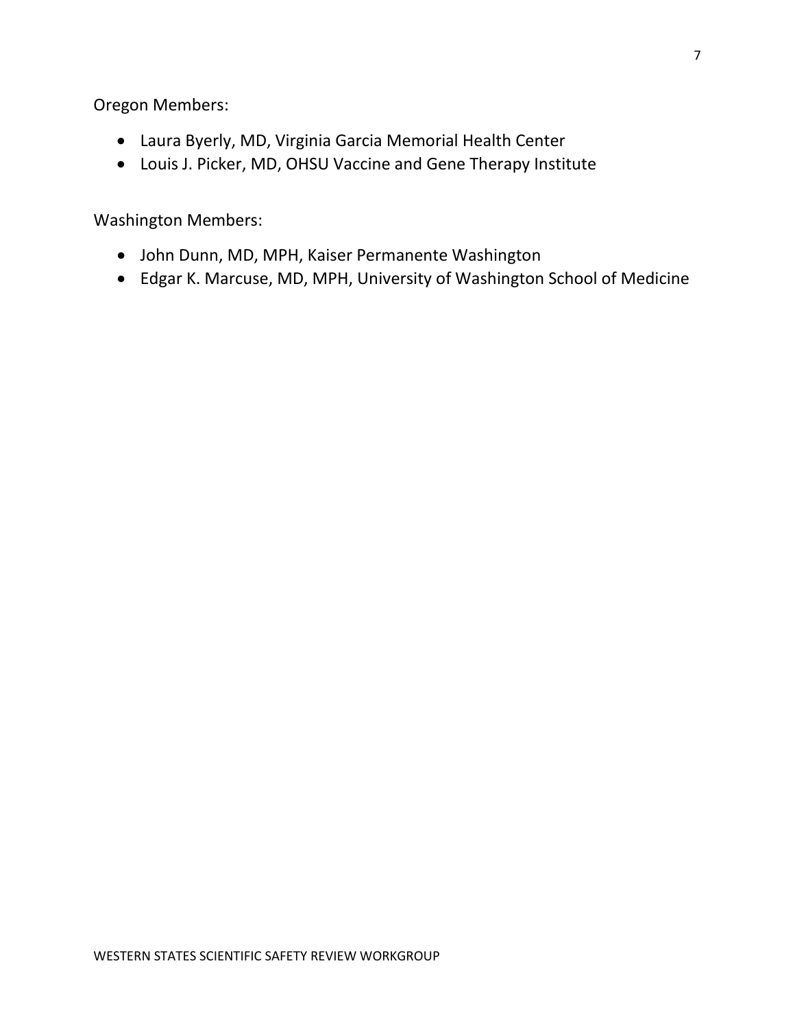Oregon Members:

- Laura Byerly, MD, Virginia Garcia Memorial Health Center
- Louis J. Picker, MD, OHSU Vaccine and Gene Therapy Institute

Washington Members:

- John Dunn, MD, MPH, Kaiser Permanente Washington
- Edgar K. Marcuse, MD, MPH, University of Washington School of Medicine